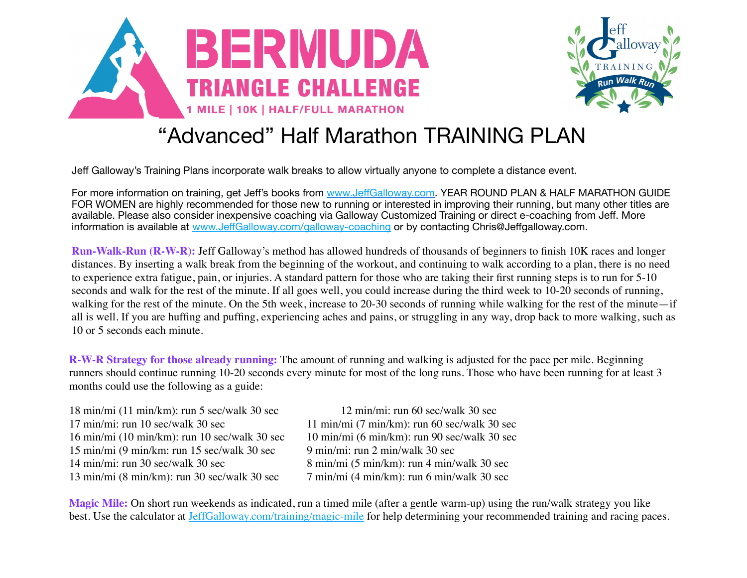# BERMUDA TRIANGLE CHALLENGE

**1 MILE | 10K | HALF/FULL MARATHON**

Jeff Galloway TRAINING Run Walk Run

# "Advanced" Half Marathon TRAINING PLAN

Jeff Galloway's Training Plans incorporate walk breaks to allow virtually anyone to complete a distance event.

For more information on training, get Jeff's books from www.JeffGalloway.com. YEAR ROUND PLAN & HALF MARATHON GUIDE FOR WOMEN are highly recommended for those new to running or interested in improving their running, but many other titles are available. Please also consider inexpensive coaching via Galloway Customized Training or direct e-coaching from Jeff. More information is available at www.JeffGalloway.com/galloway-coaching or by contacting Chris@Jeffgalloway.com.

**Run-Walk-Run (R-W-R):** Jeff Galloway's method has allowed hundreds of thousands of beginners to finish 10K races and longer distances. By inserting a walk break from the beginning of the workout, and continuing to walk according to a plan, there is no need to experience extra fatigue, pain, or injuries. A standard pattern for those who are taking their first running steps is to run for 5-10 seconds and walk for the rest of the minute. If all goes well, you could increase during the third week to 10-20 seconds of running, walking for the rest of the minute. On the 5th week, increase to 20-30 seconds of running while walking for the rest of the minute—if all is well. If you are huffing and puffing, experiencing aches and pains, or struggling in any way, drop back to more walking, such as 10 or 5 seconds each minute.

**R-W-R Strategy for those already running:** The amount of running and walking is adjusted for the pace per mile. Beginning runners should continue running 10-20 seconds every minute for most of the long runs. Those who have been running for at least 3 months could use the following as a guide:

18 min/mi (11 min/km): run 5 sec/walk 30 sec
17 min/mi: run 10 sec/walk 30 sec
16 min/mi (10 min/km): run 10 sec/walk 30 sec
15 min/mi (9 min/km: run 15 sec/walk 30 sec
14 min/mi: run 30 sec/walk 30 sec
13 min/mi (8 min/km): run 30 sec/walk 30 sec
12 min/mi: run 60 sec/walk 30 sec
11 min/mi (7 min/km): run 60 sec/walk 30 sec
10 min/mi (6 min/km): run 90 sec/walk 30 sec
9 min/mi: run 2 min/walk 30 sec
8 min/mi (5 min/km): run 4 min/walk 30 sec
7 min/mi (4 min/km): run 6 min/walk 30 sec

**Magic Mile:** On short run weekends as indicated, run a timed mile (after a gentle warm-up) using the run/walk strategy you like best. Use the calculator at JeffGalloway.com/training/magic-mile for help determining your recommended training and racing paces.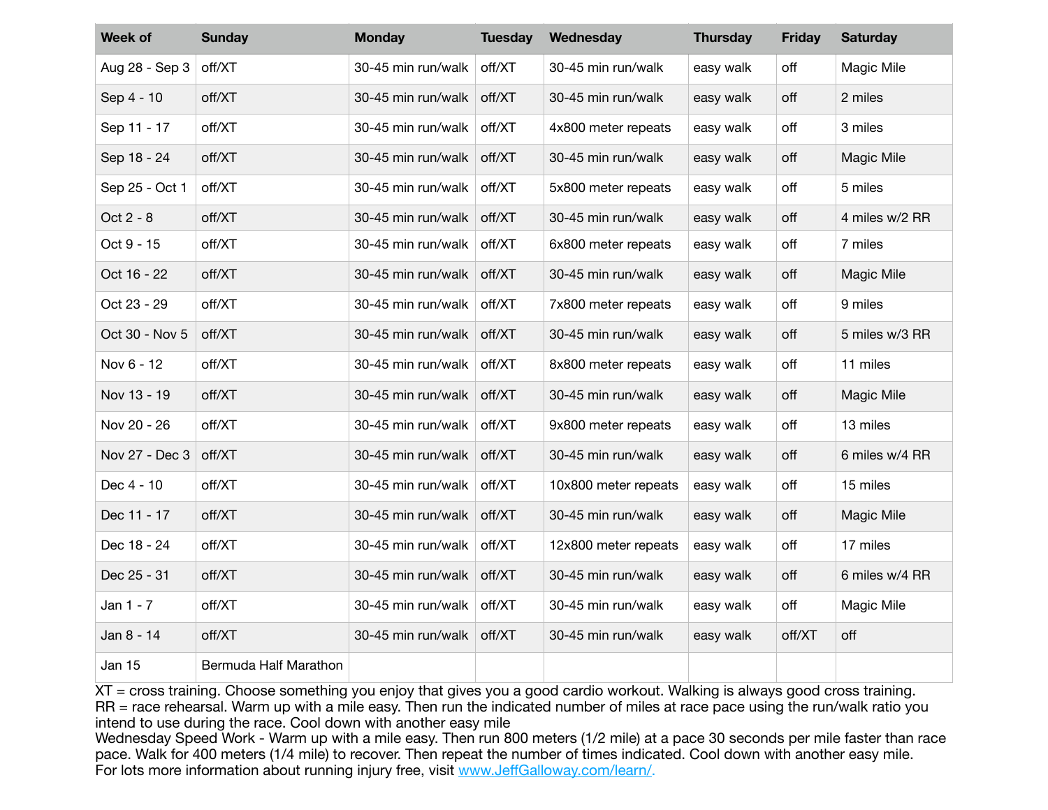| Week of | Sunday | Monday | Tuesday | Wednesday | Thursday | Friday | Saturday |
|---|---|---|---|---|---|---|---|
| Aug 28 - Sep 3 | off/XT | 30-45 min run/walk | off/XT | 30-45 min run/walk | easy walk | off | Magic Mile |
| Sep 4 - 10 | off/XT | 30-45 min run/walk | off/XT | 30-45 min run/walk | easy walk | off | 2 miles |
| Sep 11 - 17 | off/XT | 30-45 min run/walk | off/XT | 4x800 meter repeats | easy walk | off | 3 miles |
| Sep 18 - 24 | off/XT | 30-45 min run/walk | off/XT | 30-45 min run/walk | easy walk | off | Magic Mile |
| Sep 25 - Oct 1 | off/XT | 30-45 min run/walk | off/XT | 5x800 meter repeats | easy walk | off | 5 miles |
| Oct 2 - 8 | off/XT | 30-45 min run/walk | off/XT | 30-45 min run/walk | easy walk | off | 4 miles w/2 RR |
| Oct 9 - 15 | off/XT | 30-45 min run/walk | off/XT | 6x800 meter repeats | easy walk | off | 7 miles |
| Oct 16 - 22 | off/XT | 30-45 min run/walk | off/XT | 30-45 min run/walk | easy walk | off | Magic Mile |
| Oct 23 - 29 | off/XT | 30-45 min run/walk | off/XT | 7x800 meter repeats | easy walk | off | 9 miles |
| Oct 30 - Nov 5 | off/XT | 30-45 min run/walk | off/XT | 30-45 min run/walk | easy walk | off | 5 miles w/3 RR |
| Nov 6 - 12 | off/XT | 30-45 min run/walk | off/XT | 8x800 meter repeats | easy walk | off | 11 miles |
| Nov 13 - 19 | off/XT | 30-45 min run/walk | off/XT | 30-45 min run/walk | easy walk | off | Magic Mile |
| Nov 20 - 26 | off/XT | 30-45 min run/walk | off/XT | 9x800 meter repeats | easy walk | off | 13 miles |
| Nov 27 - Dec 3 | off/XT | 30-45 min run/walk | off/XT | 30-45 min run/walk | easy walk | off | 6 miles w/4 RR |
| Dec 4 - 10 | off/XT | 30-45 min run/walk | off/XT | 10x800 meter repeats | easy walk | off | 15 miles |
| Dec 11 - 17 | off/XT | 30-45 min run/walk | off/XT | 30-45 min run/walk | easy walk | off | Magic Mile |
| Dec 18 - 24 | off/XT | 30-45 min run/walk | off/XT | 12x800 meter repeats | easy walk | off | 17 miles |
| Dec 25 - 31 | off/XT | 30-45 min run/walk | off/XT | 30-45 min run/walk | easy walk | off | 6 miles w/4 RR |
| Jan 1 - 7 | off/XT | 30-45 min run/walk | off/XT | 30-45 min run/walk | easy walk | off | Magic Mile |
| Jan 8 - 14 | off/XT | 30-45 min run/walk | off/XT | 30-45 min run/walk | easy walk | off/XT | off |
| Jan 15 | Bermuda Half Marathon | | | | | | |

XT = cross training. Choose something you enjoy that gives you a good cardio workout. Walking is always good cross training.
RR = race rehearsal. Warm up with a mile easy. Then run the indicated number of miles at race pace using the run/walk ratio you intend to use during the race. Cool down with another easy mile
Wednesday Speed Work - Warm up with a mile easy. Then run 800 meters (1/2 mile) at a pace 30 seconds per mile faster than race pace. Walk for 400 meters (1/4 mile) to recover. Then repeat the number of times indicated. Cool down with another easy mile.
For lots more information about running injury free, visit www.JeffGalloway.com/learn/.